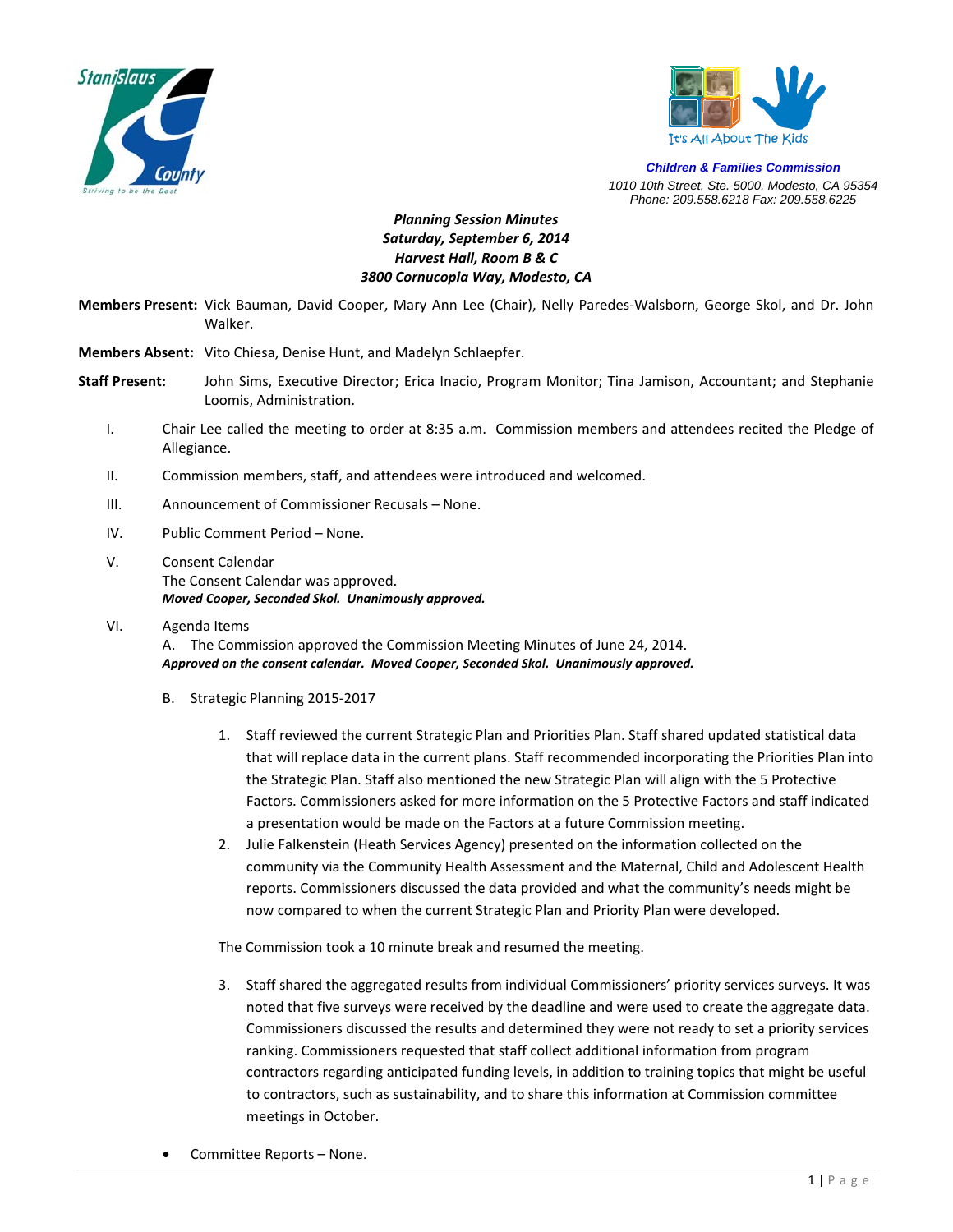Stanislaus County — Striving to be the Best

It's All About The Kids

**Children & Families Commission**

*1010 10th Street, Ste. 5000, Modesto, CA 95354*
*Phone: 209.558.6218 Fax: 209.558.6225*

**Planning Session Minutes**
***Saturday, September 6, 2014***
***Harvest Hall, Room B & C***
***3800 Cornucopia Way, Modesto, CA***

**Members Present:** Vick Bauman, David Cooper, Mary Ann Lee (Chair), Nelly Paredes-Walsborn, George Skol, and Dr. John Walker.

**Members Absent:** Vito Chiesa, Denise Hunt, and Madelyn Schlaepfer.

**Staff Present:** John Sims, Executive Director; Erica Inacio, Program Monitor; Tina Jamison, Accountant; and Stephanie Loomis, Administration.

I. Chair Lee called the meeting to order at 8:35 a.m. Commission members and attendees recited the Pledge of Allegiance.

II. Commission members, staff, and attendees were introduced and welcomed.

III. Announcement of Commissioner Recusals – None.

IV. Public Comment Period – None.

V. Consent Calendar
The Consent Calendar was approved.
***Moved Cooper, Seconded Skol. Unanimously approved.***

VI. Agenda Items
A. The Commission approved the Commission Meeting Minutes of June 24, 2014.
***Approved on the consent calendar. Moved Cooper, Seconded Skol. Unanimously approved.***

B. Strategic Planning 2015-2017

1. Staff reviewed the current Strategic Plan and Priorities Plan. Staff shared updated statistical data that will replace data in the current plans. Staff recommended incorporating the Priorities Plan into the Strategic Plan. Staff also mentioned the new Strategic Plan will align with the 5 Protective Factors. Commissioners asked for more information on the 5 Protective Factors and staff indicated a presentation would be made on the Factors at a future Commission meeting.
2. Julie Falkenstein (Heath Services Agency) presented on the information collected on the community via the Community Health Assessment and the Maternal, Child and Adolescent Health reports. Commissioners discussed the data provided and what the community's needs might be now compared to when the current Strategic Plan and Priority Plan were developed.

The Commission took a 10 minute break and resumed the meeting.

3. Staff shared the aggregated results from individual Commissioners' priority services surveys. It was noted that five surveys were received by the deadline and were used to create the aggregate data. Commissioners discussed the results and determined they were not ready to set a priority services ranking. Commissioners requested that staff collect additional information from program contractors regarding anticipated funding levels, in addition to training topics that might be useful to contractors, such as sustainability, and to share this information at Commission committee meetings in October.

- Committee Reports – None.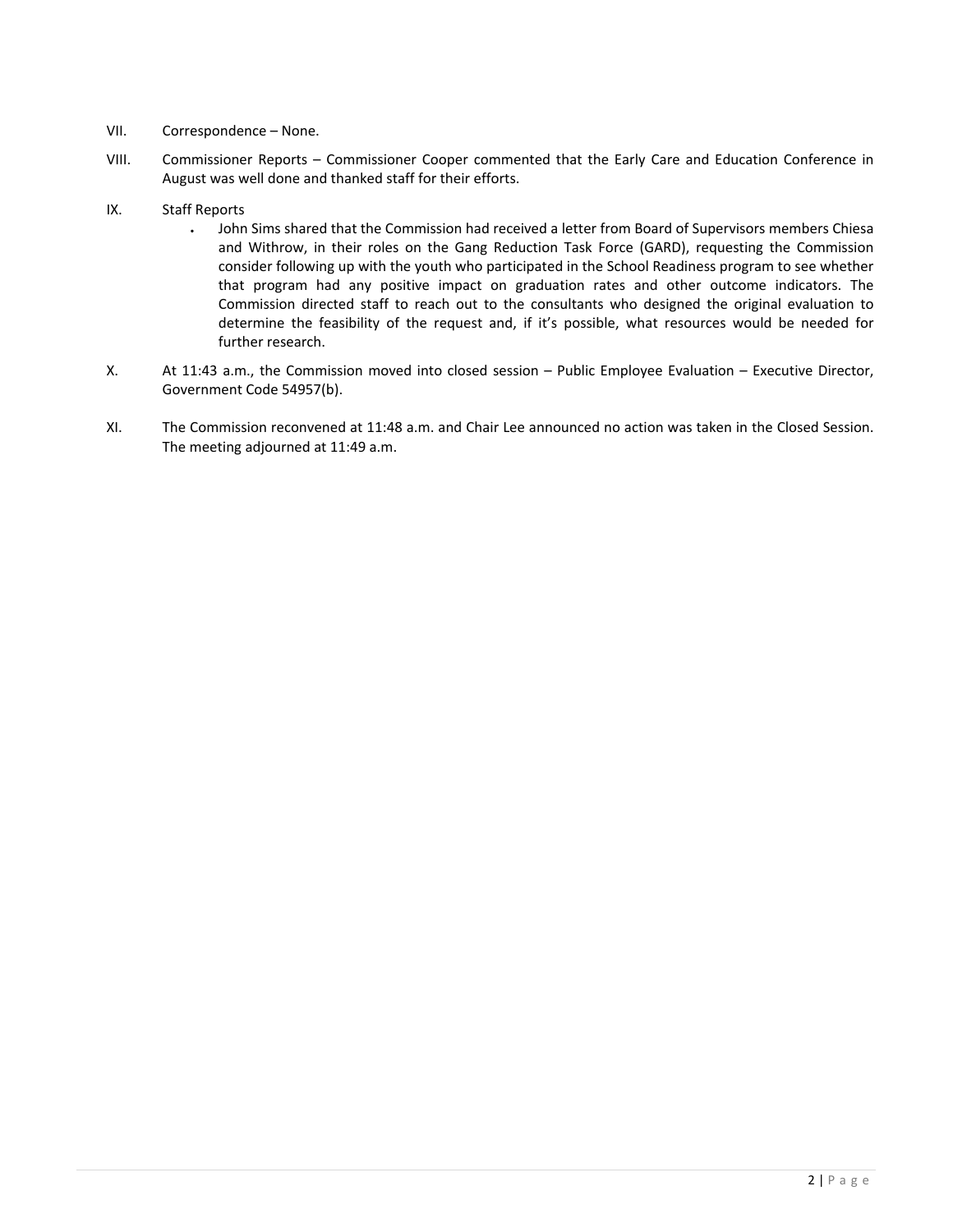VII. Correspondence – None.

VIII. Commissioner Reports – Commissioner Cooper commented that the Early Care and Education Conference in August was well done and thanked staff for their efforts.

IX. Staff Reports

- John Sims shared that the Commission had received a letter from Board of Supervisors members Chiesa and Withrow, in their roles on the Gang Reduction Task Force (GARD), requesting the Commission consider following up with the youth who participated in the School Readiness program to see whether that program had any positive impact on graduation rates and other outcome indicators. The Commission directed staff to reach out to the consultants who designed the original evaluation to determine the feasibility of the request and, if it's possible, what resources would be needed for further research.

X. At 11:43 a.m., the Commission moved into closed session – Public Employee Evaluation – Executive Director, Government Code 54957(b).

XI. The Commission reconvened at 11:48 a.m. and Chair Lee announced no action was taken in the Closed Session. The meeting adjourned at 11:49 a.m.